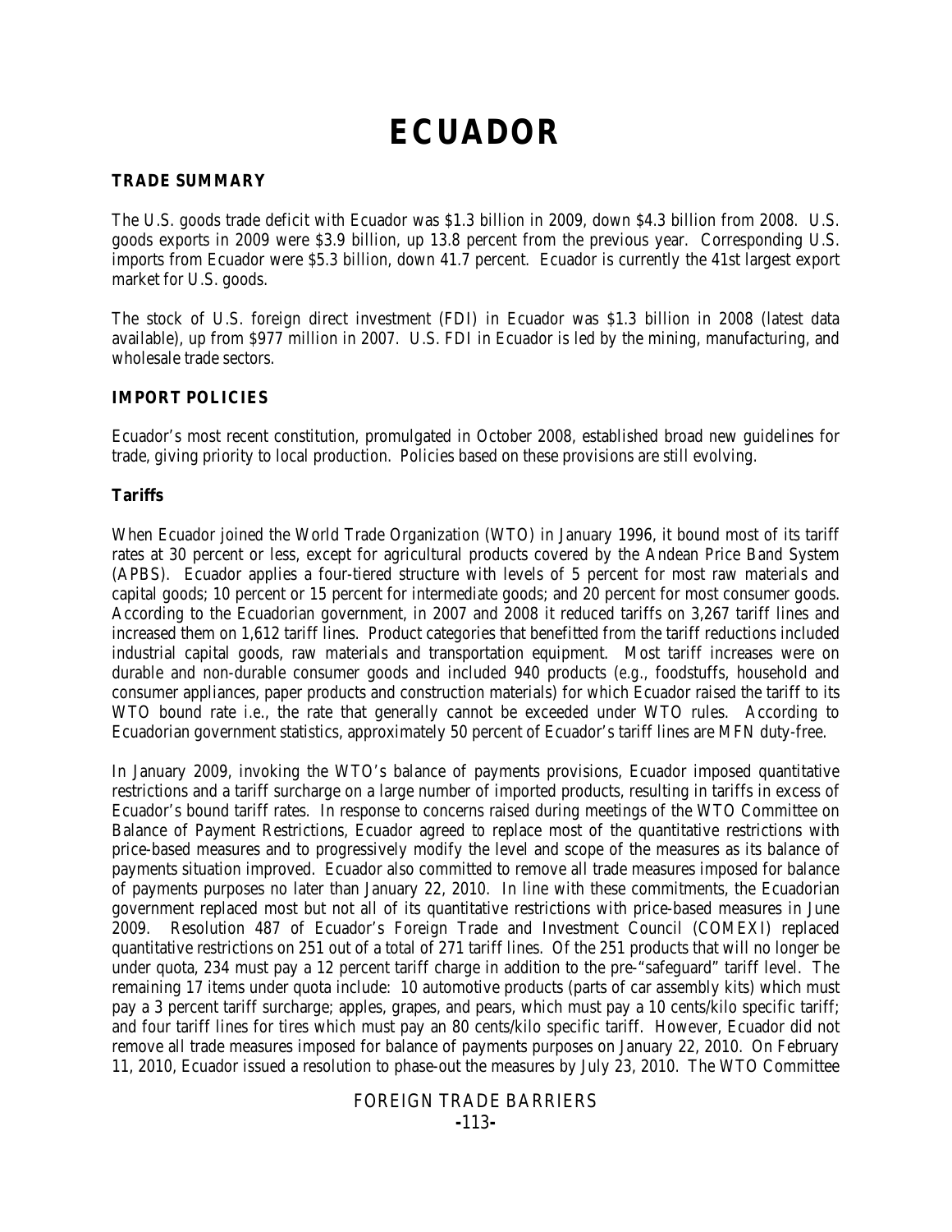# ECUADOR

## TRADE SUMMARY

The U.S. goods trade deficit with Ecuador was $1.3 billion in 2009, down $4.3 billion from 2008. U.S. goods exports in 2009 were $3.9 billion, up 13.8 percent from the previous year. Corresponding U.S. imports from Ecuador were $5.3 billion, down 41.7 percent. Ecuador is currently the 41st largest export market for U.S. goods.

The stock of U.S. foreign direct investment (FDI) in Ecuador was $1.3 billion in 2008 (latest data available), up from $977 million in 2007. U.S. FDI in Ecuador is led by the mining, manufacturing, and wholesale trade sectors.

## IMPORT POLICIES

Ecuador's most recent constitution, promulgated in October 2008, established broad new guidelines for trade, giving priority to local production. Policies based on these provisions are still evolving.

### Tariffs

When Ecuador joined the World Trade Organization (WTO) in January 1996, it bound most of its tariff rates at 30 percent or less, except for agricultural products covered by the Andean Price Band System (APBS). Ecuador applies a four-tiered structure with levels of 5 percent for most raw materials and capital goods; 10 percent or 15 percent for intermediate goods; and 20 percent for most consumer goods. According to the Ecuadorian government, in 2007 and 2008 it reduced tariffs on 3,267 tariff lines and increased them on 1,612 tariff lines. Product categories that benefitted from the tariff reductions included industrial capital goods, raw materials and transportation equipment. Most tariff increases were on durable and non-durable consumer goods and included 940 products (e.g., foodstuffs, household and consumer appliances, paper products and construction materials) for which Ecuador raised the tariff to its WTO bound rate i.e., the rate that generally cannot be exceeded under WTO rules. According to Ecuadorian government statistics, approximately 50 percent of Ecuador's tariff lines are MFN duty-free.

In January 2009, invoking the WTO's balance of payments provisions, Ecuador imposed quantitative restrictions and a tariff surcharge on a large number of imported products, resulting in tariffs in excess of Ecuador's bound tariff rates. In response to concerns raised during meetings of the WTO Committee on Balance of Payment Restrictions, Ecuador agreed to replace most of the quantitative restrictions with price-based measures and to progressively modify the level and scope of the measures as its balance of payments situation improved. Ecuador also committed to remove all trade measures imposed for balance of payments purposes no later than January 22, 2010. In line with these commitments, the Ecuadorian government replaced most but not all of its quantitative restrictions with price-based measures in June 2009. Resolution 487 of Ecuador's Foreign Trade and Investment Council (COMEXI) replaced quantitative restrictions on 251 out of a total of 271 tariff lines. Of the 251 products that will no longer be under quota, 234 must pay a 12 percent tariff charge in addition to the pre-"safeguard" tariff level. The remaining 17 items under quota include: 10 automotive products (parts of car assembly kits) which must pay a 3 percent tariff surcharge; apples, grapes, and pears, which must pay a 10 cents/kilo specific tariff; and four tariff lines for tires which must pay an 80 cents/kilo specific tariff. However, Ecuador did not remove all trade measures imposed for balance of payments purposes on January 22, 2010. On February 11, 2010, Ecuador issued a resolution to phase-out the measures by July 23, 2010. The WTO Committee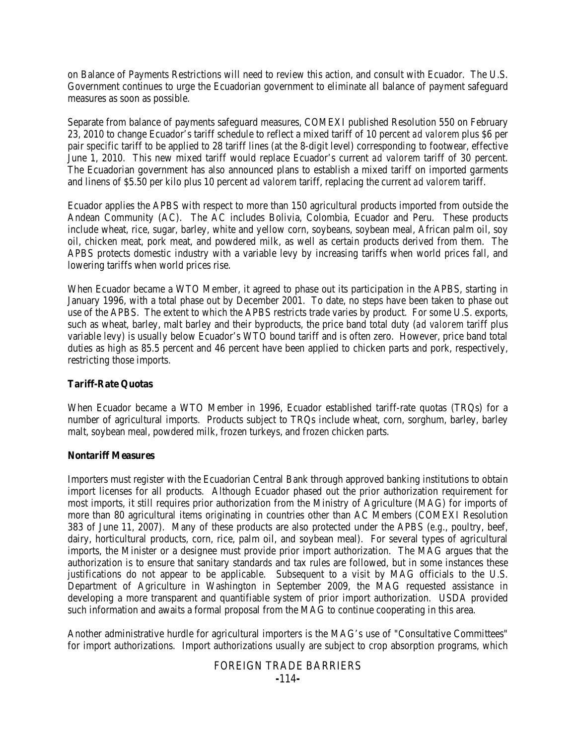on Balance of Payments Restrictions will need to review this action, and consult with Ecuador. The U.S. Government continues to urge the Ecuadorian government to eliminate all balance of payment safeguard measures as soon as possible.

Separate from balance of payments safeguard measures, COMEXI published Resolution 550 on February 23, 2010 to change Ecuador's tariff schedule to reflect a mixed tariff of 10 percent *ad valorem* plus $6 per pair specific tariff to be applied to 28 tariff lines (at the 8-digit level) corresponding to footwear, effective June 1, 2010. This new mixed tariff would replace Ecuador's current *ad valorem* tariff of 30 percent. The Ecuadorian government has also announced plans to establish a mixed tariff on imported garments and linens of $5.50 per kilo plus 10 percent *ad valorem* tariff, replacing the current *ad valorem* tariff.

Ecuador applies the APBS with respect to more than 150 agricultural products imported from outside the Andean Community (AC). The AC includes Bolivia, Colombia, Ecuador and Peru. These products include wheat, rice, sugar, barley, white and yellow corn, soybeans, soybean meal, African palm oil, soy oil, chicken meat, pork meat, and powdered milk, as well as certain products derived from them. The APBS protects domestic industry with a variable levy by increasing tariffs when world prices fall, and lowering tariffs when world prices rise.

When Ecuador became a WTO Member, it agreed to phase out its participation in the APBS, starting in January 1996, with a total phase out by December 2001. To date, no steps have been taken to phase out use of the APBS. The extent to which the APBS restricts trade varies by product. For some U.S. exports, such as wheat, barley, malt barley and their byproducts, the price band total duty (*ad valorem* tariff plus variable levy) is usually below Ecuador's WTO bound tariff and is often zero. However, price band total duties as high as 85.5 percent and 46 percent have been applied to chicken parts and pork, respectively, restricting those imports.

**Tariff-Rate Quotas**

When Ecuador became a WTO Member in 1996, Ecuador established tariff-rate quotas (TRQs) for a number of agricultural imports. Products subject to TRQs include wheat, corn, sorghum, barley, barley malt, soybean meal, powdered milk, frozen turkeys, and frozen chicken parts.

**Nontariff Measures**

Importers must register with the Ecuadorian Central Bank through approved banking institutions to obtain import licenses for all products. Although Ecuador phased out the prior authorization requirement for most imports, it still requires prior authorization from the Ministry of Agriculture (MAG) for imports of more than 80 agricultural items originating in countries other than AC Members (COMEXI Resolution 383 of June 11, 2007). Many of these products are also protected under the APBS (*e.g.*, poultry, beef, dairy, horticultural products, corn, rice, palm oil, and soybean meal). For several types of agricultural imports, the Minister or a designee must provide prior import authorization. The MAG argues that the authorization is to ensure that sanitary standards and tax rules are followed, but in some instances these justifications do not appear to be applicable. Subsequent to a visit by MAG officials to the U.S. Department of Agriculture in Washington in September 2009, the MAG requested assistance in developing a more transparent and quantifiable system of prior import authorization. USDA provided such information and awaits a formal proposal from the MAG to continue cooperating in this area.

Another administrative hurdle for agricultural importers is the MAG's use of "Consultative Committees" for import authorizations. Import authorizations usually are subject to crop absorption programs, which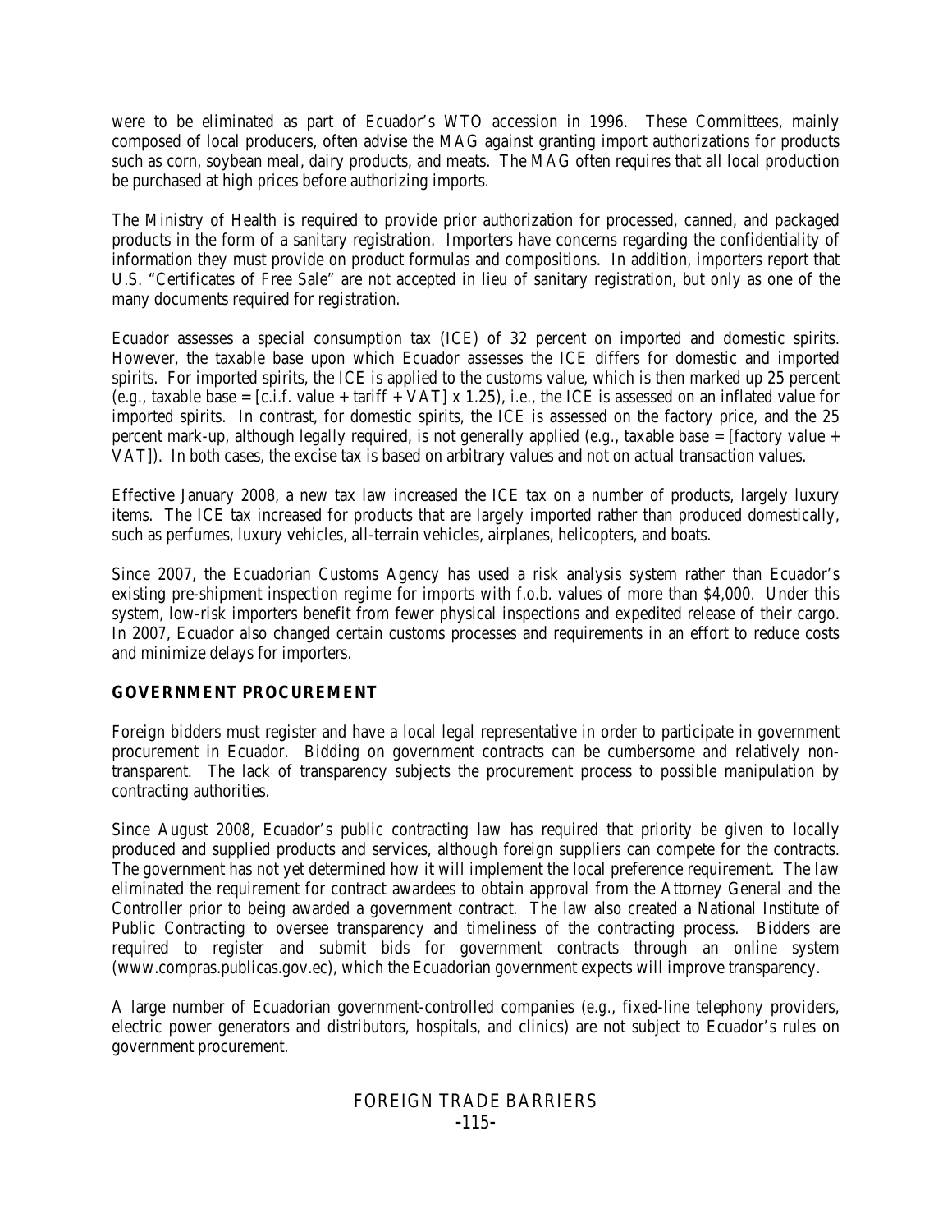were to be eliminated as part of Ecuador's WTO accession in 1996. These Committees, mainly composed of local producers, often advise the MAG against granting import authorizations for products such as corn, soybean meal, dairy products, and meats. The MAG often requires that all local production be purchased at high prices before authorizing imports.

The Ministry of Health is required to provide prior authorization for processed, canned, and packaged products in the form of a sanitary registration. Importers have concerns regarding the confidentiality of information they must provide on product formulas and compositions. In addition, importers report that U.S. "Certificates of Free Sale" are not accepted in lieu of sanitary registration, but only as one of the many documents required for registration.

Ecuador assesses a special consumption tax (ICE) of 32 percent on imported and domestic spirits. However, the taxable base upon which Ecuador assesses the ICE differs for domestic and imported spirits. For imported spirits, the ICE is applied to the customs value, which is then marked up 25 percent (e.g., taxable base = [c.i.f. value + tariff + VAT] x 1.25), i.e., the ICE is assessed on an inflated value for imported spirits. In contrast, for domestic spirits, the ICE is assessed on the factory price, and the 25 percent mark-up, although legally required, is not generally applied (e.g., taxable base = [factory value + VAT]). In both cases, the excise tax is based on arbitrary values and not on actual transaction values.

Effective January 2008, a new tax law increased the ICE tax on a number of products, largely luxury items. The ICE tax increased for products that are largely imported rather than produced domestically, such as perfumes, luxury vehicles, all-terrain vehicles, airplanes, helicopters, and boats.

Since 2007, the Ecuadorian Customs Agency has used a risk analysis system rather than Ecuador's existing pre-shipment inspection regime for imports with f.o.b. values of more than $4,000. Under this system, low-risk importers benefit from fewer physical inspections and expedited release of their cargo. In 2007, Ecuador also changed certain customs processes and requirements in an effort to reduce costs and minimize delays for importers.

## GOVERNMENT PROCUREMENT

Foreign bidders must register and have a local legal representative in order to participate in government procurement in Ecuador. Bidding on government contracts can be cumbersome and relatively non-transparent. The lack of transparency subjects the procurement process to possible manipulation by contracting authorities.

Since August 2008, Ecuador's public contracting law has required that priority be given to locally produced and supplied products and services, although foreign suppliers can compete for the contracts. The government has not yet determined how it will implement the local preference requirement. The law eliminated the requirement for contract awardees to obtain approval from the Attorney General and the Controller prior to being awarded a government contract. The law also created a National Institute of Public Contracting to oversee transparency and timeliness of the contracting process. Bidders are required to register and submit bids for government contracts through an online system (www.compras.publicas.gov.ec), which the Ecuadorian government expects will improve transparency.

A large number of Ecuadorian government-controlled companies (e.g., fixed-line telephony providers, electric power generators and distributors, hospitals, and clinics) are not subject to Ecuador's rules on government procurement.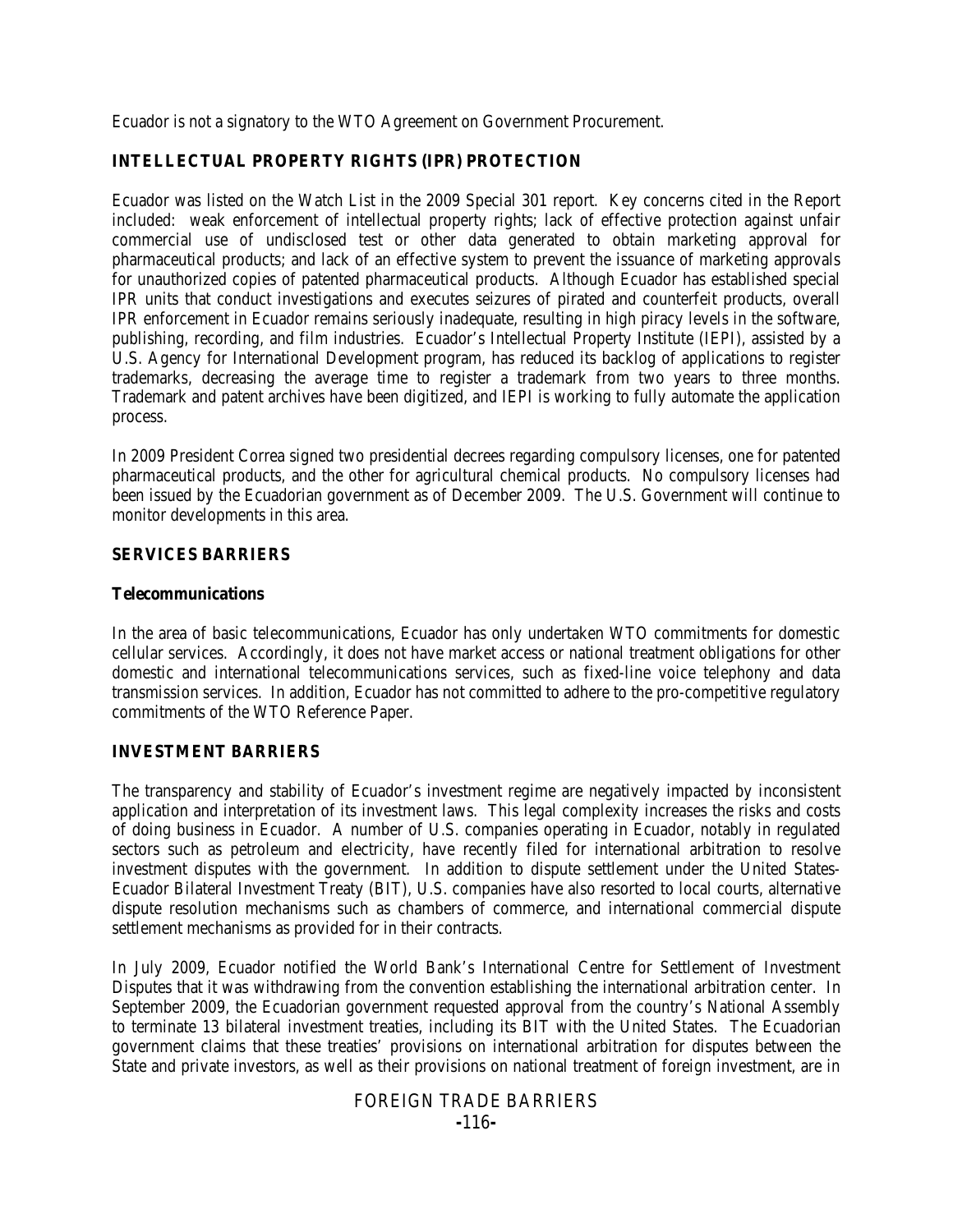Ecuador is not a signatory to the WTO Agreement on Government Procurement.

## INTELLECTUAL PROPERTY RIGHTS (IPR) PROTECTION

Ecuador was listed on the Watch List in the 2009 Special 301 report. Key concerns cited in the Report included: weak enforcement of intellectual property rights; lack of effective protection against unfair commercial use of undisclosed test or other data generated to obtain marketing approval for pharmaceutical products; and lack of an effective system to prevent the issuance of marketing approvals for unauthorized copies of patented pharmaceutical products. Although Ecuador has established special IPR units that conduct investigations and executes seizures of pirated and counterfeit products, overall IPR enforcement in Ecuador remains seriously inadequate, resulting in high piracy levels in the software, publishing, recording, and film industries. Ecuador's Intellectual Property Institute (IEPI), assisted by a U.S. Agency for International Development program, has reduced its backlog of applications to register trademarks, decreasing the average time to register a trademark from two years to three months. Trademark and patent archives have been digitized, and IEPI is working to fully automate the application process.

In 2009 President Correa signed two presidential decrees regarding compulsory licenses, one for patented pharmaceutical products, and the other for agricultural chemical products. No compulsory licenses had been issued by the Ecuadorian government as of December 2009. The U.S. Government will continue to monitor developments in this area.

## SERVICES BARRIERS

### Telecommunications

In the area of basic telecommunications, Ecuador has only undertaken WTO commitments for domestic cellular services. Accordingly, it does not have market access or national treatment obligations for other domestic and international telecommunications services, such as fixed-line voice telephony and data transmission services. In addition, Ecuador has not committed to adhere to the pro-competitive regulatory commitments of the WTO Reference Paper.

## INVESTMENT BARRIERS

The transparency and stability of Ecuador's investment regime are negatively impacted by inconsistent application and interpretation of its investment laws. This legal complexity increases the risks and costs of doing business in Ecuador. A number of U.S. companies operating in Ecuador, notably in regulated sectors such as petroleum and electricity, have recently filed for international arbitration to resolve investment disputes with the government. In addition to dispute settlement under the United States-Ecuador Bilateral Investment Treaty (BIT), U.S. companies have also resorted to local courts, alternative dispute resolution mechanisms such as chambers of commerce, and international commercial dispute settlement mechanisms as provided for in their contracts.

In July 2009, Ecuador notified the World Bank's International Centre for Settlement of Investment Disputes that it was withdrawing from the convention establishing the international arbitration center. In September 2009, the Ecuadorian government requested approval from the country's National Assembly to terminate 13 bilateral investment treaties, including its BIT with the United States. The Ecuadorian government claims that these treaties' provisions on international arbitration for disputes between the State and private investors, as well as their provisions on national treatment of foreign investment, are in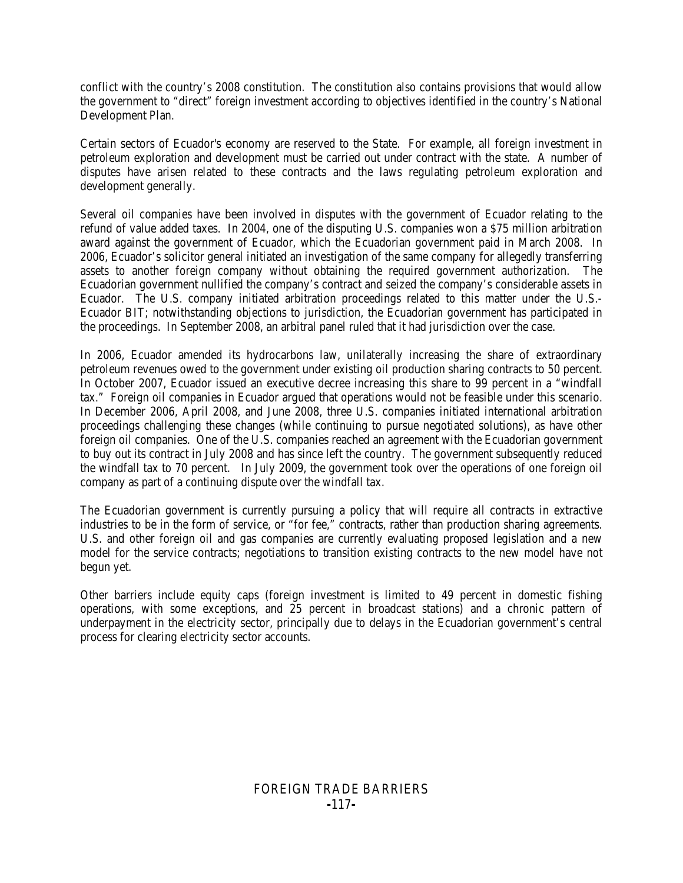conflict with the country's 2008 constitution. The constitution also contains provisions that would allow the government to "direct" foreign investment according to objectives identified in the country's National Development Plan.

Certain sectors of Ecuador's economy are reserved to the State. For example, all foreign investment in petroleum exploration and development must be carried out under contract with the state. A number of disputes have arisen related to these contracts and the laws regulating petroleum exploration and development generally.

Several oil companies have been involved in disputes with the government of Ecuador relating to the refund of value added taxes. In 2004, one of the disputing U.S. companies won a $75 million arbitration award against the government of Ecuador, which the Ecuadorian government paid in March 2008. In 2006, Ecuador's solicitor general initiated an investigation of the same company for allegedly transferring assets to another foreign company without obtaining the required government authorization. The Ecuadorian government nullified the company's contract and seized the company's considerable assets in Ecuador. The U.S. company initiated arbitration proceedings related to this matter under the U.S.-Ecuador BIT; notwithstanding objections to jurisdiction, the Ecuadorian government has participated in the proceedings. In September 2008, an arbitral panel ruled that it had jurisdiction over the case.

In 2006, Ecuador amended its hydrocarbons law, unilaterally increasing the share of extraordinary petroleum revenues owed to the government under existing oil production sharing contracts to 50 percent. In October 2007, Ecuador issued an executive decree increasing this share to 99 percent in a "windfall tax." Foreign oil companies in Ecuador argued that operations would not be feasible under this scenario. In December 2006, April 2008, and June 2008, three U.S. companies initiated international arbitration proceedings challenging these changes (while continuing to pursue negotiated solutions), as have other foreign oil companies. One of the U.S. companies reached an agreement with the Ecuadorian government to buy out its contract in July 2008 and has since left the country. The government subsequently reduced the windfall tax to 70 percent. In July 2009, the government took over the operations of one foreign oil company as part of a continuing dispute over the windfall tax.

The Ecuadorian government is currently pursuing a policy that will require all contracts in extractive industries to be in the form of service, or "for fee," contracts, rather than production sharing agreements. U.S. and other foreign oil and gas companies are currently evaluating proposed legislation and a new model for the service contracts; negotiations to transition existing contracts to the new model have not begun yet.

Other barriers include equity caps (foreign investment is limited to 49 percent in domestic fishing operations, with some exceptions, and 25 percent in broadcast stations) and a chronic pattern of underpayment in the electricity sector, principally due to delays in the Ecuadorian government's central process for clearing electricity sector accounts.